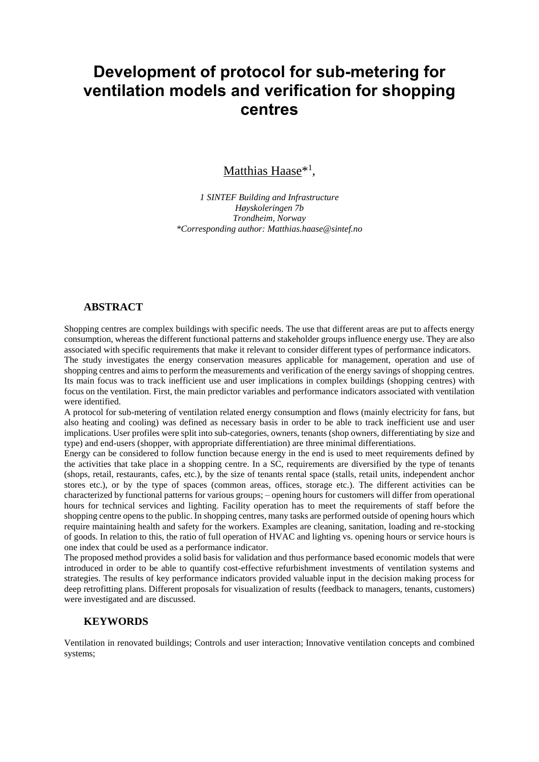# Development of protocol for sub-metering for ventilation models and verification for shopping centres

Matthias Haase*[1],

*1 SINTEF Building and Infrastructure*
*Høyskoleringen 7b*
*Trondheim, Norway*
**Corresponding author: Matthias.haase@sintef.no*

## ABSTRACT

Shopping centres are complex buildings with specific needs. The use that different areas are put to affects energy consumption, whereas the different functional patterns and stakeholder groups influence energy use. They are also associated with specific requirements that make it relevant to consider different types of performance indicators.

The study investigates the energy conservation measures applicable for management, operation and use of shopping centres and aims to perform the measurements and verification of the energy savings of shopping centres. Its main focus was to track inefficient use and user implications in complex buildings (shopping centres) with focus on the ventilation. First, the main predictor variables and performance indicators associated with ventilation were identified.

A protocol for sub-metering of ventilation related energy consumption and flows (mainly electricity for fans, but also heating and cooling) was defined as necessary basis in order to be able to track inefficient use and user implications. User profiles were split into sub-categories, owners, tenants (shop owners, differentiating by size and type) and end-users (shopper, with appropriate differentiation) are three minimal differentiations.

Energy can be considered to follow function because energy in the end is used to meet requirements defined by the activities that take place in a shopping centre. In a SC, requirements are diversified by the type of tenants (shops, retail, restaurants, cafes, etc.), by the size of tenants rental space (stalls, retail units, independent anchor stores etc.), or by the type of spaces (common areas, offices, storage etc.). The different activities can be characterized by functional patterns for various groups; – opening hours for customers will differ from operational hours for technical services and lighting. Facility operation has to meet the requirements of staff before the shopping centre opens to the public. In shopping centres, many tasks are performed outside of opening hours which require maintaining health and safety for the workers. Examples are cleaning, sanitation, loading and re-stocking of goods. In relation to this, the ratio of full operation of HVAC and lighting vs. opening hours or service hours is one index that could be used as a performance indicator.

The proposed method provides a solid basis for validation and thus performance based economic models that were introduced in order to be able to quantify cost-effective refurbishment investments of ventilation systems and strategies. The results of key performance indicators provided valuable input in the decision making process for deep retrofitting plans. Different proposals for visualization of results (feedback to managers, tenants, customers) were investigated and are discussed.

## KEYWORDS

Ventilation in renovated buildings; Controls and user interaction; Innovative ventilation concepts and combined systems;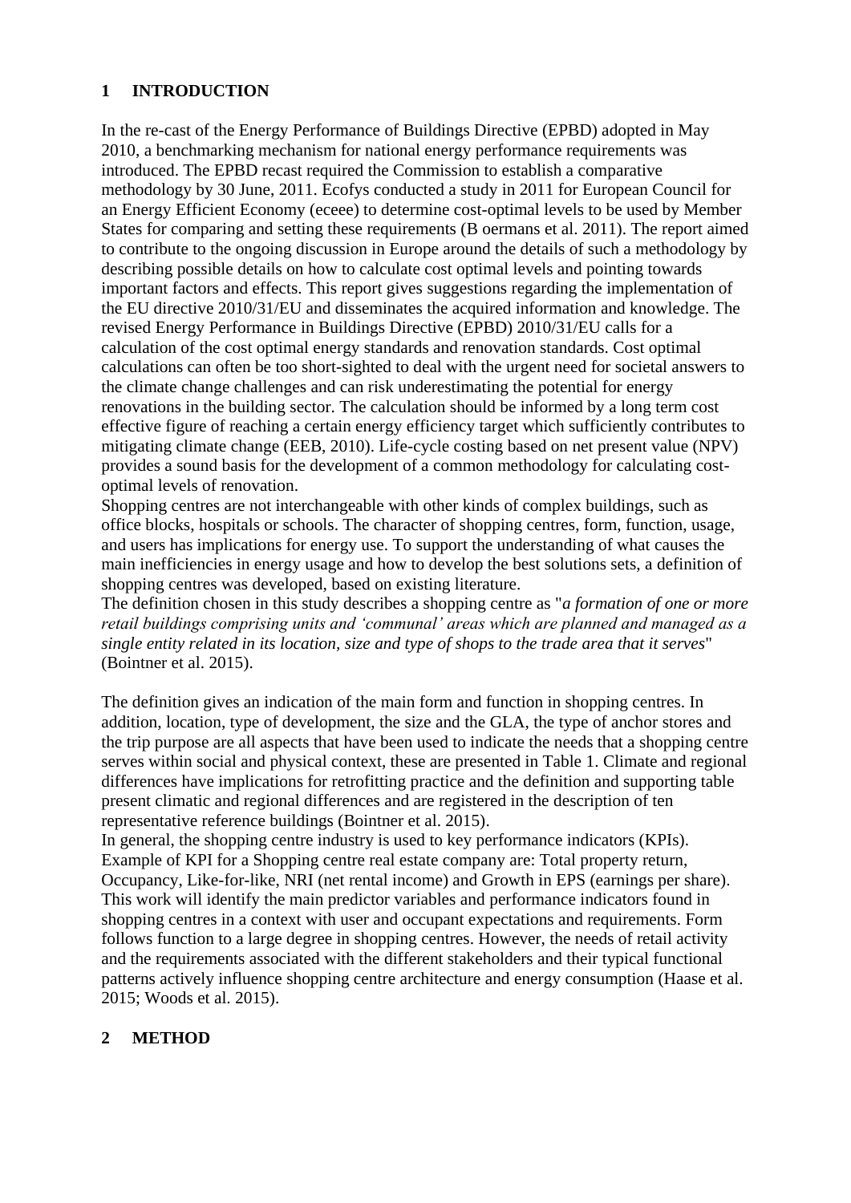## 1 INTRODUCTION

In the re-cast of the Energy Performance of Buildings Directive (EPBD) adopted in May 2010, a benchmarking mechanism for national energy performance requirements was introduced. The EPBD recast required the Commission to establish a comparative methodology by 30 June, 2011. Ecofys conducted a study in 2011 for European Council for an Energy Efficient Economy (eceee) to determine cost-optimal levels to be used by Member States for comparing and setting these requirements (B oermans et al. 2011). The report aimed to contribute to the ongoing discussion in Europe around the details of such a methodology by describing possible details on how to calculate cost optimal levels and pointing towards important factors and effects. This report gives suggestions regarding the implementation of the EU directive 2010/31/EU and disseminates the acquired information and knowledge. The revised Energy Performance in Buildings Directive (EPBD) 2010/31/EU calls for a calculation of the cost optimal energy standards and renovation standards. Cost optimal calculations can often be too short-sighted to deal with the urgent need for societal answers to the climate change challenges and can risk underestimating the potential for energy renovations in the building sector. The calculation should be informed by a long term cost effective figure of reaching a certain energy efficiency target which sufficiently contributes to mitigating climate change (EEB, 2010). Life-cycle costing based on net present value (NPV) provides a sound basis for the development of a common methodology for calculating cost-optimal levels of renovation.

Shopping centres are not interchangeable with other kinds of complex buildings, such as office blocks, hospitals or schools. The character of shopping centres, form, function, usage, and users has implications for energy use. To support the understanding of what causes the main inefficiencies in energy usage and how to develop the best solutions sets, a definition of shopping centres was developed, based on existing literature.

The definition chosen in this study describes a shopping centre as "*a formation of one or more retail buildings comprising units and 'communal' areas which are planned and managed as a single entity related in its location, size and type of shops to the trade area that it serves*" (Bointner et al. 2015).

The definition gives an indication of the main form and function in shopping centres. In addition, location, type of development, the size and the GLA, the type of anchor stores and the trip purpose are all aspects that have been used to indicate the needs that a shopping centre serves within social and physical context, these are presented in Table 1. Climate and regional differences have implications for retrofitting practice and the definition and supporting table present climatic and regional differences and are registered in the description of ten representative reference buildings (Bointner et al. 2015).

In general, the shopping centre industry is used to key performance indicators (KPIs). Example of KPI for a Shopping centre real estate company are: Total property return, Occupancy, Like-for-like, NRI (net rental income) and Growth in EPS (earnings per share). This work will identify the main predictor variables and performance indicators found in shopping centres in a context with user and occupant expectations and requirements. Form follows function to a large degree in shopping centres. However, the needs of retail activity and the requirements associated with the different stakeholders and their typical functional patterns actively influence shopping centre architecture and energy consumption (Haase et al. 2015; Woods et al. 2015).

## 2 METHOD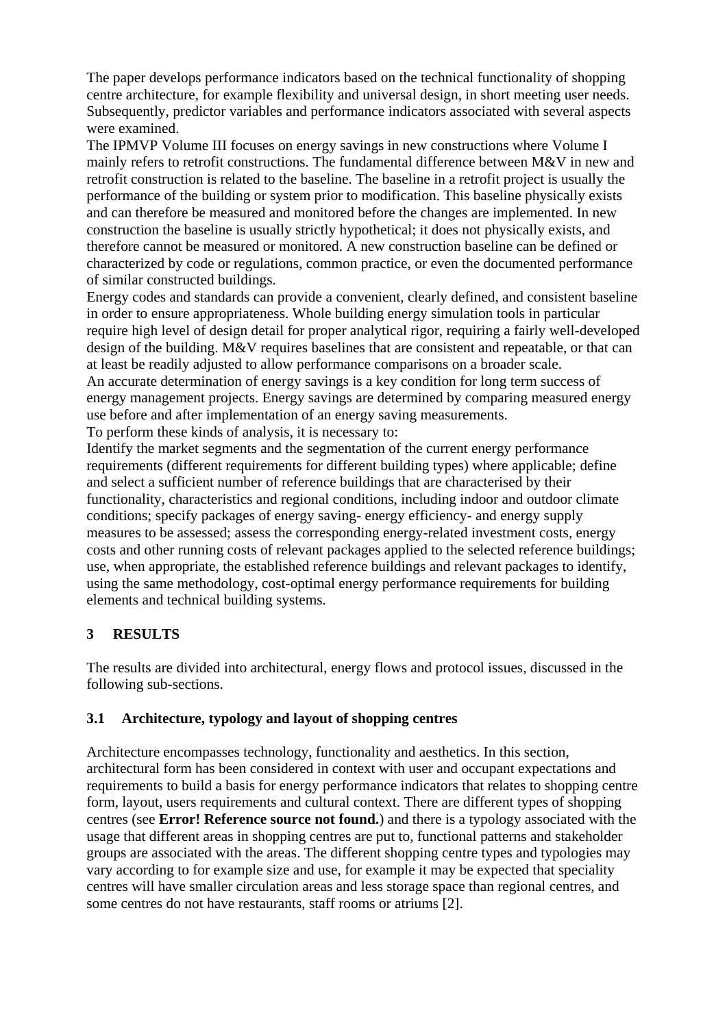The paper develops performance indicators based on the technical functionality of shopping centre architecture, for example flexibility and universal design, in short meeting user needs. Subsequently, predictor variables and performance indicators associated with several aspects were examined.

The IPMVP Volume III focuses on energy savings in new constructions where Volume I mainly refers to retrofit constructions. The fundamental difference between M&V in new and retrofit construction is related to the baseline. The baseline in a retrofit project is usually the performance of the building or system prior to modification. This baseline physically exists and can therefore be measured and monitored before the changes are implemented. In new construction the baseline is usually strictly hypothetical; it does not physically exists, and therefore cannot be measured or monitored. A new construction baseline can be defined or characterized by code or regulations, common practice, or even the documented performance of similar constructed buildings.

Energy codes and standards can provide a convenient, clearly defined, and consistent baseline in order to ensure appropriateness. Whole building energy simulation tools in particular require high level of design detail for proper analytical rigor, requiring a fairly well-developed design of the building. M&V requires baselines that are consistent and repeatable, or that can at least be readily adjusted to allow performance comparisons on a broader scale.

An accurate determination of energy savings is a key condition for long term success of energy management projects. Energy savings are determined by comparing measured energy use before and after implementation of an energy saving measurements.

To perform these kinds of analysis, it is necessary to:

Identify the market segments and the segmentation of the current energy performance requirements (different requirements for different building types) where applicable; define and select a sufficient number of reference buildings that are characterised by their functionality, characteristics and regional conditions, including indoor and outdoor climate conditions; specify packages of energy saving- energy efficiency- and energy supply measures to be assessed; assess the corresponding energy-related investment costs, energy costs and other running costs of relevant packages applied to the selected reference buildings; use, when appropriate, the established reference buildings and relevant packages to identify, using the same methodology, cost-optimal energy performance requirements for building elements and technical building systems.

## 3 RESULTS

The results are divided into architectural, energy flows and protocol issues, discussed in the following sub-sections.

### 3.1 Architecture, typology and layout of shopping centres

Architecture encompasses technology, functionality and aesthetics. In this section, architectural form has been considered in context with user and occupant expectations and requirements to build a basis for energy performance indicators that relates to shopping centre form, layout, users requirements and cultural context. There are different types of shopping centres (see **Error! Reference source not found.**) and there is a typology associated with the usage that different areas in shopping centres are put to, functional patterns and stakeholder groups are associated with the areas. The different shopping centre types and typologies may vary according to for example size and use, for example it may be expected that speciality centres will have smaller circulation areas and less storage space than regional centres, and some centres do not have restaurants, staff rooms or atriums [2].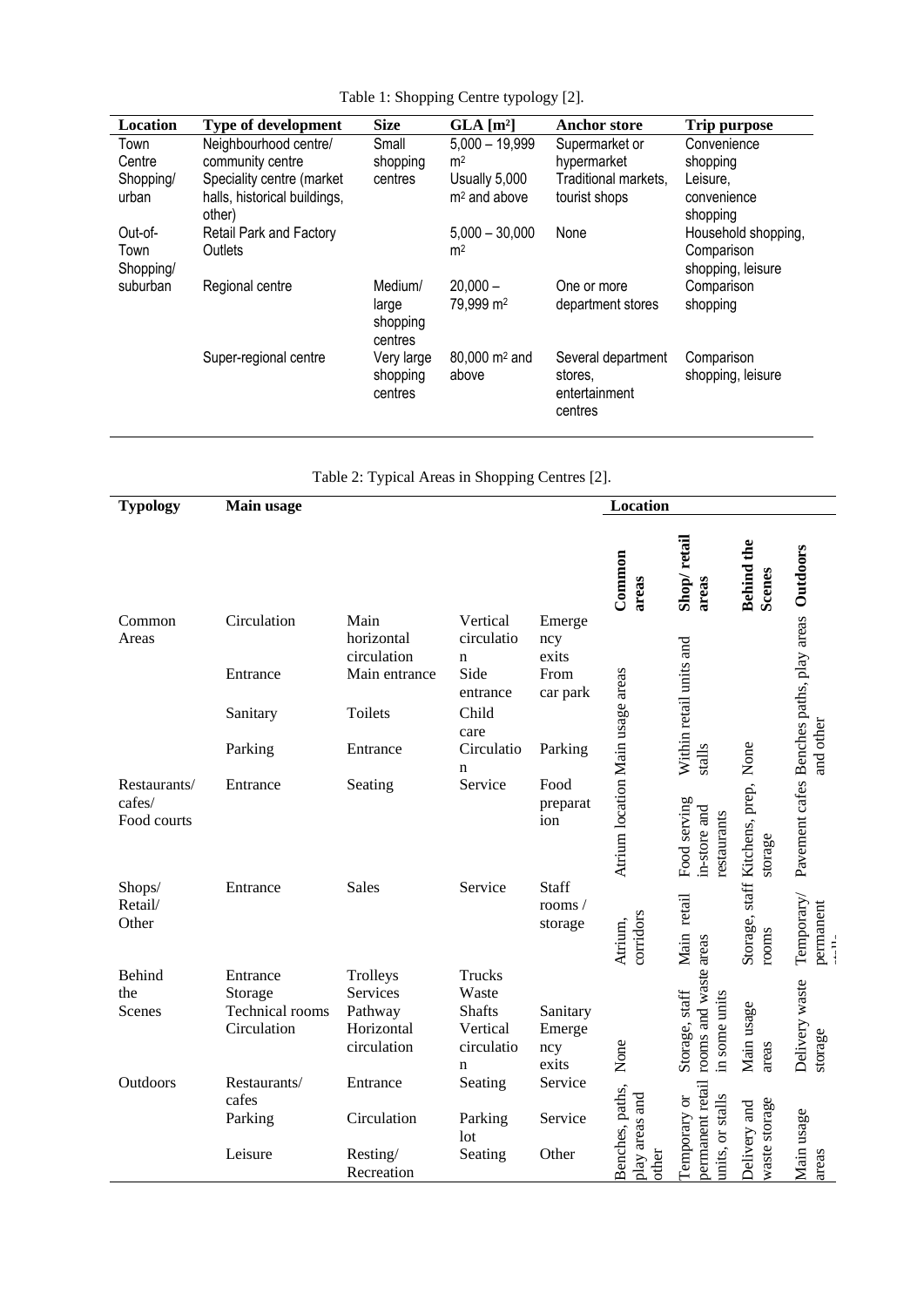Table 1: Shopping Centre typology [2].

| Location | Type of development | Size | GLA [m²] | Anchor store | Trip purpose |
|---|---|---|---|---|---|
| Town Centre Shopping/ urban | Neighbourhood centre/ community centre | Small shopping centres | 5,000 – 19,999 m² | Supermarket or hypermarket | Convenience shopping |
| | Speciality centre (market halls, historical buildings, other) | | Usually 5,000 m² and above | Traditional markets, tourist shops | Leisure, convenience shopping |
| Out-of-Town Shopping/ suburban | Retail Park and Factory Outlets | | 5,000 – 30,000 m² | None | Household shopping, Comparison shopping, leisure |
| | Regional centre | Medium/ large shopping centres | 20,000 – 79,999 m² | One or more department stores | Comparison shopping |
| | Super-regional centre | Very large shopping centres | 80,000 m² and above | Several department stores, entertainment centres | Comparison shopping, leisure |

Table 2: Typical Areas in Shopping Centres [2].

| Typology | Main usage | | | | Location | | | |
|---|---|---|---|---|---|---|---|---|
| | | | | | Common areas | Shop/ retail areas | Behind the Scenes | Outdoors |
| Common Areas | Circulation | Main horizontal circulation | Vertical circulation | Emergency exits | Main usage areas | Within retail units and stalls | None | Benches paths, play areas and other |
| | Entrance | Main entrance | Side entrance | From car park | | | | |
| | Sanitary | Toilets | Child care | | | | | |
| | Parking | Entrance | Circulation | Parking | | | | |
| Restaurants/ cafes/ Food courts | Entrance | Seating | Service | Food preparation | Atrium location | Food serving in-store and restaurants | Kitchens, prep, storage | Pavement cafes |
| Shops/ Retail/ Other | Entrance | Sales | Service | Staff rooms / storage | Atrium, corridors | Main retail areas | Storage, staff rooms | Temporary/ permanent stalls |
| Behind the Scenes | Entrance | Trolleys | Trucks | | None | Storage, staff rooms and waste in some units | Main usage areas | Delivery waste storage |
| | Storage | Services | Waste | | | | | |
| | Technical rooms | Pathway | Shafts | Sanitary | | | | |
| | Circulation | Horizontal circulation | Vertical circulation | Emergency exits | | | | |
| Outdoors | Restaurants/ cafes | Entrance | Seating | Service | Benches, paths, play areas and other | Temporary or permanent retail units, or stalls | Delivery and waste storage | Main usage areas |
| | Parking | Circulation | Parking lot | Service | | | | |
| | Leisure | Resting/ Recreation | Seating | Other | | | | |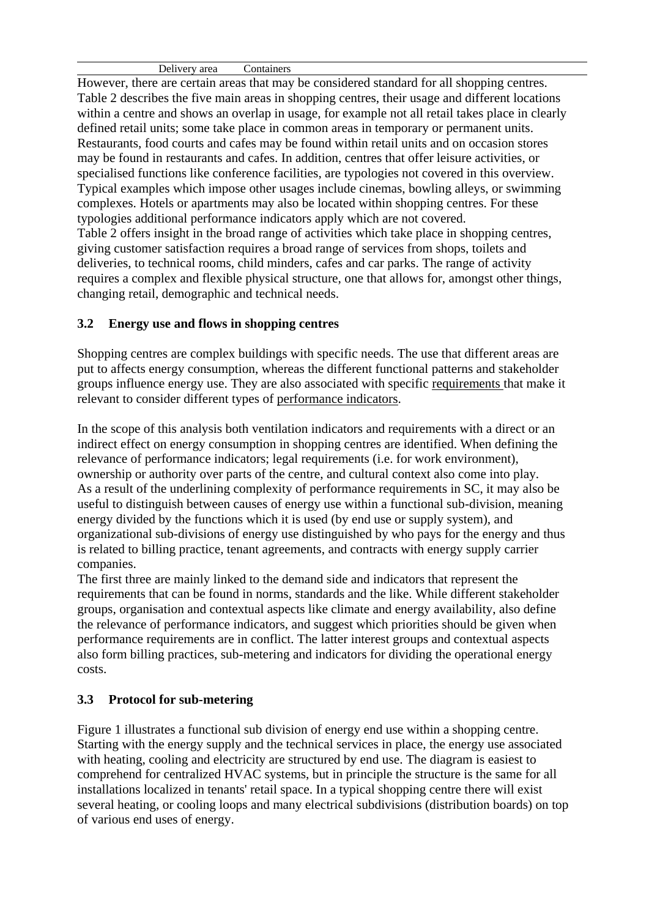| | Delivery area | Containers |
|---|---|---|

However, there are certain areas that may be considered standard for all shopping centres. Table 2 describes the five main areas in shopping centres, their usage and different locations within a centre and shows an overlap in usage, for example not all retail takes place in clearly defined retail units; some take place in common areas in temporary or permanent units. Restaurants, food courts and cafes may be found within retail units and on occasion stores may be found in restaurants and cafes. In addition, centres that offer leisure activities, or specialised functions like conference facilities, are typologies not covered in this overview. Typical examples which impose other usages include cinemas, bowling alleys, or swimming complexes. Hotels or apartments may also be located within shopping centres. For these typologies additional performance indicators apply which are not covered.
Table 2 offers insight in the broad range of activities which take place in shopping centres, giving customer satisfaction requires a broad range of services from shops, toilets and deliveries, to technical rooms, child minders, cafes and car parks. The range of activity requires a complex and flexible physical structure, one that allows for, amongst other things, changing retail, demographic and technical needs.

### 3.2 Energy use and flows in shopping centres

Shopping centres are complex buildings with specific needs. The use that different areas are put to affects energy consumption, whereas the different functional patterns and stakeholder groups influence energy use. They are also associated with specific requirements that make it relevant to consider different types of performance indicators.

In the scope of this analysis both ventilation indicators and requirements with a direct or an indirect effect on energy consumption in shopping centres are identified. When defining the relevance of performance indicators; legal requirements (i.e. for work environment), ownership or authority over parts of the centre, and cultural context also come into play.
As a result of the underlining complexity of performance requirements in SC, it may also be useful to distinguish between causes of energy use within a functional sub-division, meaning energy divided by the functions which it is used (by end use or supply system), and organizational sub-divisions of energy use distinguished by who pays for the energy and thus is related to billing practice, tenant agreements, and contracts with energy supply carrier companies.
The first three are mainly linked to the demand side and indicators that represent the requirements that can be found in norms, standards and the like. While different stakeholder groups, organisation and contextual aspects like climate and energy availability, also define the relevance of performance indicators, and suggest which priorities should be given when performance requirements are in conflict. The latter interest groups and contextual aspects also form billing practices, sub-metering and indicators for dividing the operational energy costs.

### 3.3 Protocol for sub-metering

Figure 1 illustrates a functional sub division of energy end use within a shopping centre. Starting with the energy supply and the technical services in place, the energy use associated with heating, cooling and electricity are structured by end use. The diagram is easiest to comprehend for centralized HVAC systems, but in principle the structure is the same for all installations localized in tenants' retail space. In a typical shopping centre there will exist several heating, or cooling loops and many electrical subdivisions (distribution boards) on top of various end uses of energy.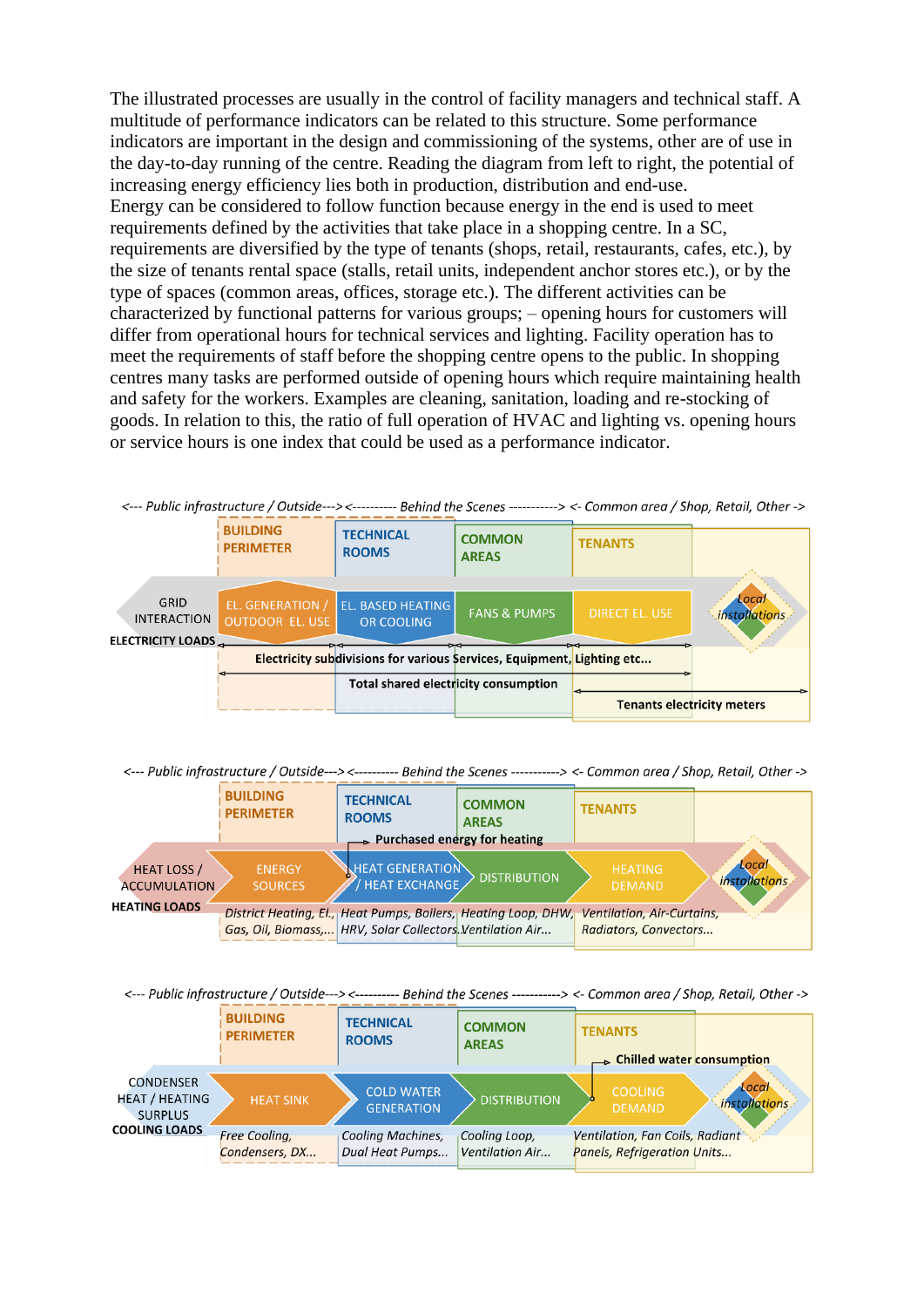The illustrated processes are usually in the control of facility managers and technical staff. A multitude of performance indicators can be related to this structure. Some performance indicators are important in the design and commissioning of the systems, other are of use in the day-to-day running of the centre. Reading the diagram from left to right, the potential of increasing energy efficiency lies both in production, distribution and end-use.

Energy can be considered to follow function because energy in the end is used to meet requirements defined by the activities that take place in a shopping centre. In a SC, requirements are diversified by the type of tenants (shops, retail, restaurants, cafes, etc.), by the size of tenants rental space (stalls, retail units, independent anchor stores etc.), or by the type of spaces (common areas, offices, storage etc.). The different activities can be characterized by functional patterns for various groups; – opening hours for customers will differ from operational hours for technical services and lighting. Facility operation has to meet the requirements of staff before the shopping centre opens to the public. In shopping centres many tasks are performed outside of opening hours which require maintaining health and safety for the workers. Examples are cleaning, sanitation, loading and re-stocking of goods. In relation to this, the ratio of full operation of HVAC and lighting vs. opening hours or service hours is one index that could be used as a performance indicator.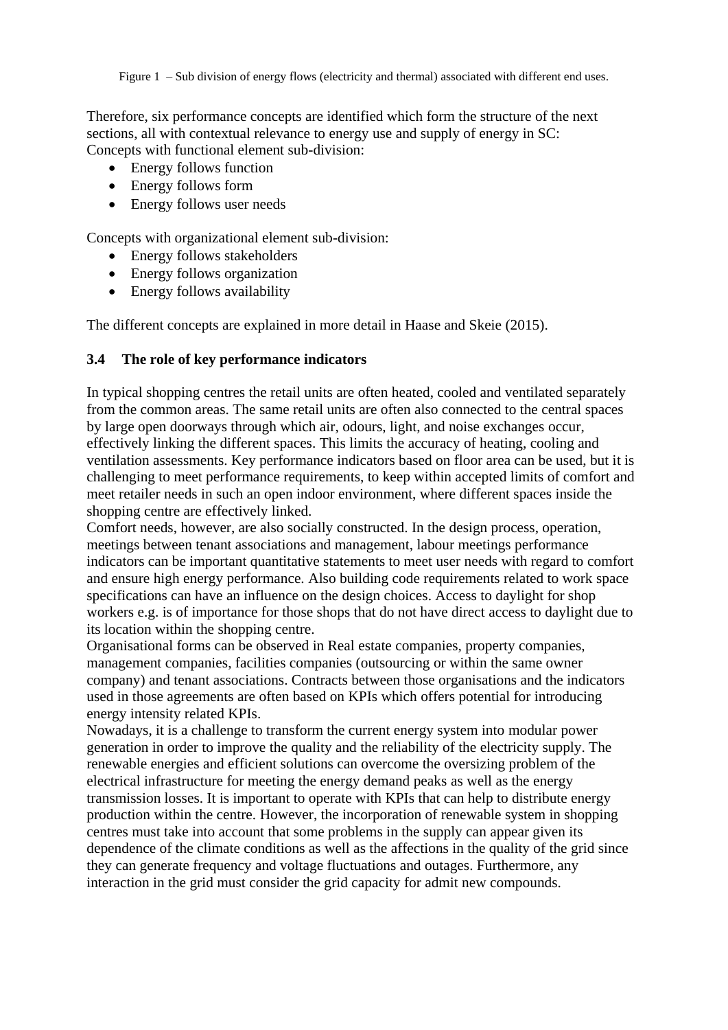Figure 1 – Sub division of energy flows (electricity and thermal) associated with different end uses.

Therefore, six performance concepts are identified which form the structure of the next sections, all with contextual relevance to energy use and supply of energy in SC:
Concepts with functional element sub-division:

- Energy follows function
- Energy follows form
- Energy follows user needs

Concepts with organizational element sub-division:

- Energy follows stakeholders
- Energy follows organization
- Energy follows availability

The different concepts are explained in more detail in Haase and Skeie (2015).

### 3.4 The role of key performance indicators

In typical shopping centres the retail units are often heated, cooled and ventilated separately from the common areas. The same retail units are often also connected to the central spaces by large open doorways through which air, odours, light, and noise exchanges occur, effectively linking the different spaces. This limits the accuracy of heating, cooling and ventilation assessments. Key performance indicators based on floor area can be used, but it is challenging to meet performance requirements, to keep within accepted limits of comfort and meet retailer needs in such an open indoor environment, where different spaces inside the shopping centre are effectively linked.
Comfort needs, however, are also socially constructed. In the design process, operation, meetings between tenant associations and management, labour meetings performance indicators can be important quantitative statements to meet user needs with regard to comfort and ensure high energy performance. Also building code requirements related to work space specifications can have an influence on the design choices. Access to daylight for shop workers e.g. is of importance for those shops that do not have direct access to daylight due to its location within the shopping centre.
Organisational forms can be observed in Real estate companies, property companies, management companies, facilities companies (outsourcing or within the same owner company) and tenant associations. Contracts between those organisations and the indicators used in those agreements are often based on KPIs which offers potential for introducing energy intensity related KPIs.
Nowadays, it is a challenge to transform the current energy system into modular power generation in order to improve the quality and the reliability of the electricity supply. The renewable energies and efficient solutions can overcome the oversizing problem of the electrical infrastructure for meeting the energy demand peaks as well as the energy transmission losses. It is important to operate with KPIs that can help to distribute energy production within the centre. However, the incorporation of renewable system in shopping centres must take into account that some problems in the supply can appear given its dependence of the climate conditions as well as the affections in the quality of the grid since they can generate frequency and voltage fluctuations and outages. Furthermore, any interaction in the grid must consider the grid capacity for admit new compounds.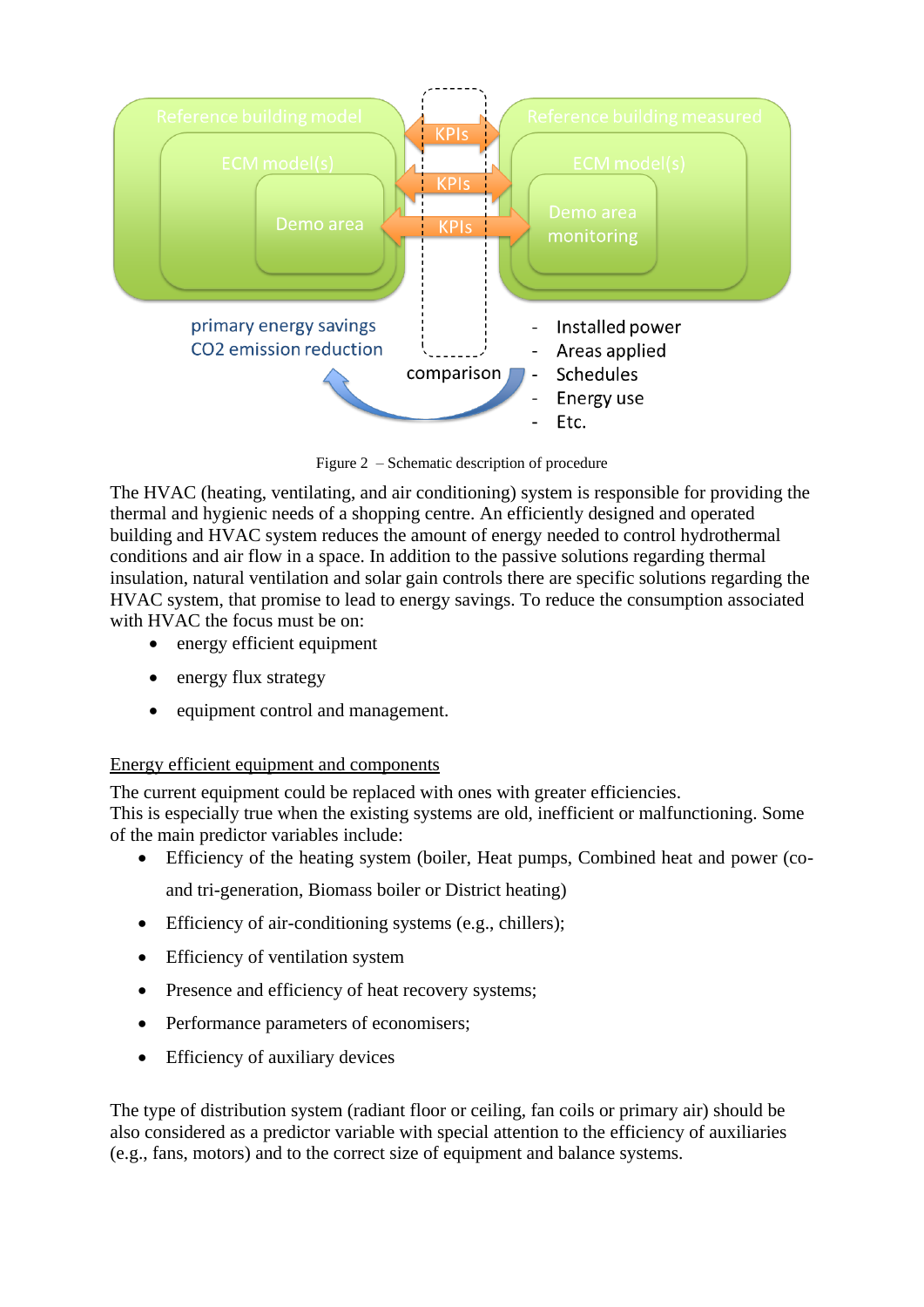Reference building model

ECM model(s)

Demo area

KPIs

KPIs

KPIs

Reference building measured

ECM model(s)

Demo area monitoring

primary energy savings
$CO_2$ emission reduction

comparison

- Installed power
- Areas applied
- Schedules
- Energy use
- Etc.

Figure 2 – Schematic description of procedure

The HVAC (heating, ventilating, and air conditioning) system is responsible for providing the thermal and hygienic needs of a shopping centre. An efficiently designed and operated building and HVAC system reduces the amount of energy needed to control hydrothermal conditions and air flow in a space. In addition to the passive solutions regarding thermal insulation, natural ventilation and solar gain controls there are specific solutions regarding the HVAC system, that promise to lead to energy savings. To reduce the consumption associated with HVAC the focus must be on:

- energy efficient equipment
- energy flux strategy
- equipment control and management.

Energy efficient equipment and components

The current equipment could be replaced with ones with greater efficiencies.
This is especially true when the existing systems are old, inefficient or malfunctioning. Some of the main predictor variables include:

- Efficiency of the heating system (boiler, Heat pumps, Combined heat and power (co- and tri-generation, Biomass boiler or District heating)
- Efficiency of air-conditioning systems (e.g., chillers);
- Efficiency of ventilation system
- Presence and efficiency of heat recovery systems;
- Performance parameters of economisers;
- Efficiency of auxiliary devices

The type of distribution system (radiant floor or ceiling, fan coils or primary air) should be also considered as a predictor variable with special attention to the efficiency of auxiliaries (e.g., fans, motors) and to the correct size of equipment and balance systems.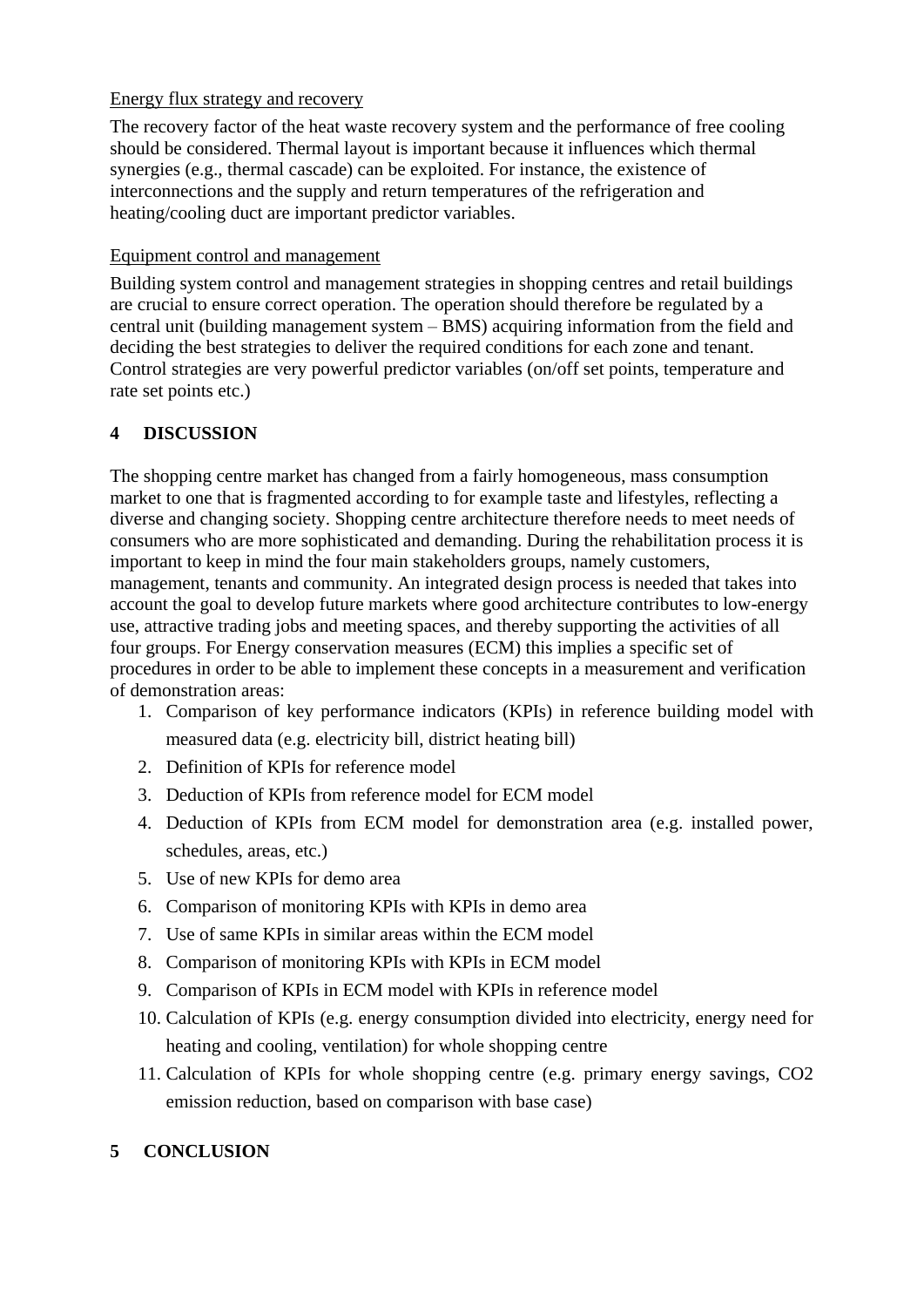Energy flux strategy and recovery

The recovery factor of the heat waste recovery system and the performance of free cooling should be considered. Thermal layout is important because it influences which thermal synergies (e.g., thermal cascade) can be exploited. For instance, the existence of interconnections and the supply and return temperatures of the refrigeration and heating/cooling duct are important predictor variables.

Equipment control and management

Building system control and management strategies in shopping centres and retail buildings are crucial to ensure correct operation. The operation should therefore be regulated by a central unit (building management system – BMS) acquiring information from the field and deciding the best strategies to deliver the required conditions for each zone and tenant. Control strategies are very powerful predictor variables (on/off set points, temperature and rate set points etc.)

## 4 DISCUSSION

The shopping centre market has changed from a fairly homogeneous, mass consumption market to one that is fragmented according to for example taste and lifestyles, reflecting a diverse and changing society. Shopping centre architecture therefore needs to meet needs of consumers who are more sophisticated and demanding. During the rehabilitation process it is important to keep in mind the four main stakeholders groups, namely customers, management, tenants and community. An integrated design process is needed that takes into account the goal to develop future markets where good architecture contributes to low-energy use, attractive trading jobs and meeting spaces, and thereby supporting the activities of all four groups. For Energy conservation measures (ECM) this implies a specific set of procedures in order to be able to implement these concepts in a measurement and verification of demonstration areas:

1. Comparison of key performance indicators (KPIs) in reference building model with measured data (e.g. electricity bill, district heating bill)
2. Definition of KPIs for reference model
3. Deduction of KPIs from reference model for ECM model
4. Deduction of KPIs from ECM model for demonstration area (e.g. installed power, schedules, areas, etc.)
5. Use of new KPIs for demo area
6. Comparison of monitoring KPIs with KPIs in demo area
7. Use of same KPIs in similar areas within the ECM model
8. Comparison of monitoring KPIs with KPIs in ECM model
9. Comparison of KPIs in ECM model with KPIs in reference model
10. Calculation of KPIs (e.g. energy consumption divided into electricity, energy need for heating and cooling, ventilation) for whole shopping centre
11. Calculation of KPIs for whole shopping centre (e.g. primary energy savings, $CO_2$ emission reduction, based on comparison with base case)

## 5 CONCLUSION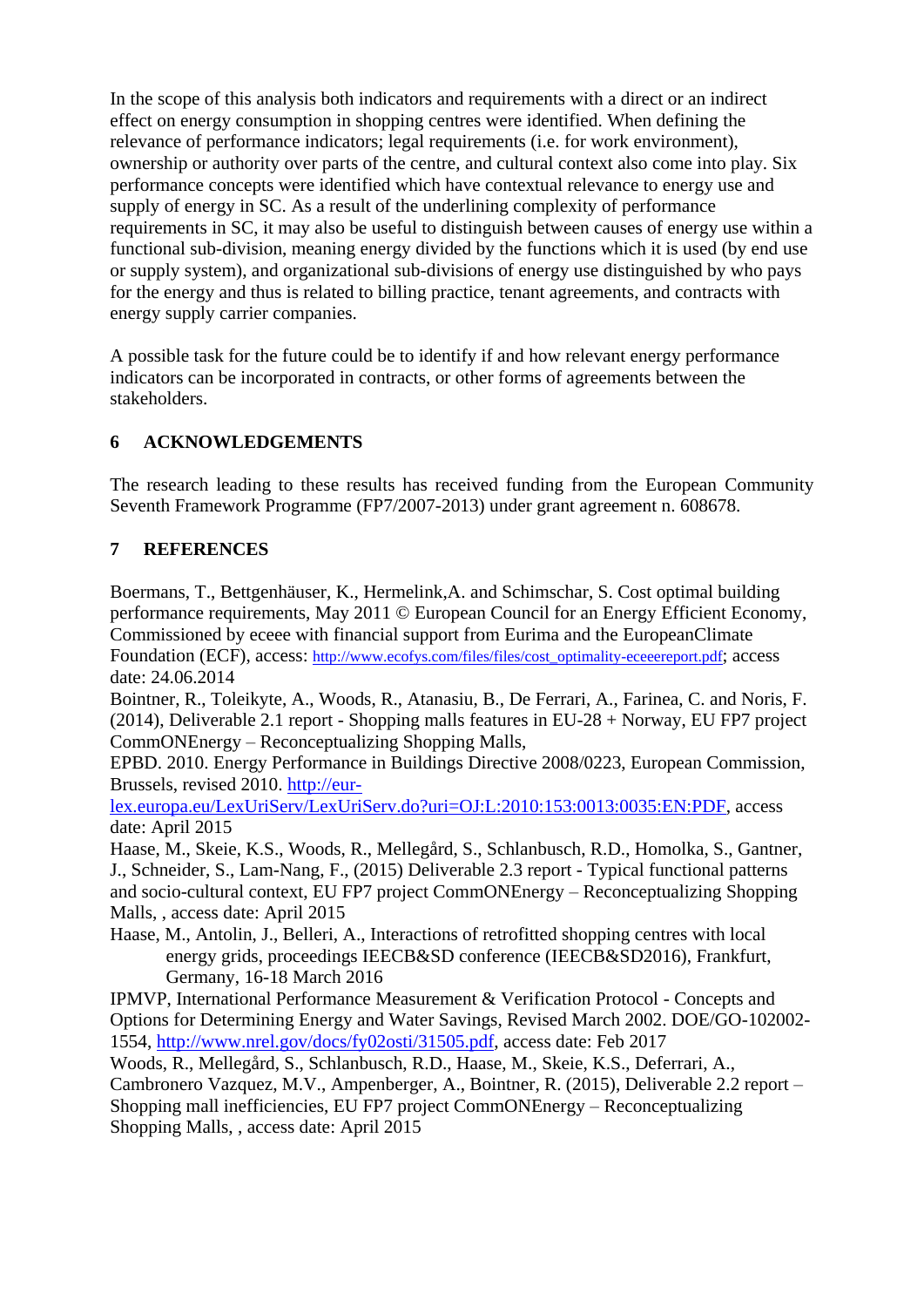In the scope of this analysis both indicators and requirements with a direct or an indirect effect on energy consumption in shopping centres were identified. When defining the relevance of performance indicators; legal requirements (i.e. for work environment), ownership or authority over parts of the centre, and cultural context also come into play. Six performance concepts were identified which have contextual relevance to energy use and supply of energy in SC. As a result of the underlining complexity of performance requirements in SC, it may also be useful to distinguish between causes of energy use within a functional sub-division, meaning energy divided by the functions which it is used (by end use or supply system), and organizational sub-divisions of energy use distinguished by who pays for the energy and thus is related to billing practice, tenant agreements, and contracts with energy supply carrier companies.

A possible task for the future could be to identify if and how relevant energy performance indicators can be incorporated in contracts, or other forms of agreements between the stakeholders.

## 6 ACKNOWLEDGEMENTS

The research leading to these results has received funding from the European Community Seventh Framework Programme (FP7/2007-2013) under grant agreement n. 608678.

## 7 REFERENCES

Boermans, T., Bettgenhäuser, K., Hermelink,A. and Schimschar, S. Cost optimal building performance requirements, May 2011 © European Council for an Energy Efficient Economy, Commissioned by eceee with financial support from Eurima and the EuropeanClimate Foundation (ECF), access: http://www.ecofys.com/files/files/cost_optimality-eceeereport.pdf; access date: 24.06.2014

Bointner, R., Toleikyte, A., Woods, R., Atanasiu, B., De Ferrari, A., Farinea, C. and Noris, F. (2014), Deliverable 2.1 report - Shopping malls features in EU-28 + Norway, EU FP7 project CommONEnergy – Reconceptualizing Shopping Malls,

EPBD. 2010. Energy Performance in Buildings Directive 2008/0223, European Commission, Brussels, revised 2010. http://eur-lex.europa.eu/LexUriServ/LexUriServ.do?uri=OJ:L:2010:153:0013:0035:EN:PDF, access date: April 2015

Haase, M., Skeie, K.S., Woods, R., Mellegård, S., Schlanbusch, R.D., Homolka, S., Gantner, J., Schneider, S., Lam-Nang, F., (2015) Deliverable 2.3 report - Typical functional patterns and socio-cultural context, EU FP7 project CommONEnergy – Reconceptualizing Shopping Malls, , access date: April 2015

Haase, M., Antolin, J., Belleri, A., Interactions of retrofitted shopping centres with local energy grids, proceedings IEECB&SD conference (IEECB&SD2016), Frankfurt, Germany, 16-18 March 2016

IPMVP, International Performance Measurement & Verification Protocol - Concepts and Options for Determining Energy and Water Savings, Revised March 2002. DOE/GO-102002-1554, http://www.nrel.gov/docs/fy02osti/31505.pdf, access date: Feb 2017

Woods, R., Mellegård, S., Schlanbusch, R.D., Haase, M., Skeie, K.S., Deferrari, A., Cambronero Vazquez, M.V., Ampenberger, A., Bointner, R. (2015), Deliverable 2.2 report – Shopping mall inefficiencies, EU FP7 project CommONEnergy – Reconceptualizing Shopping Malls, , access date: April 2015